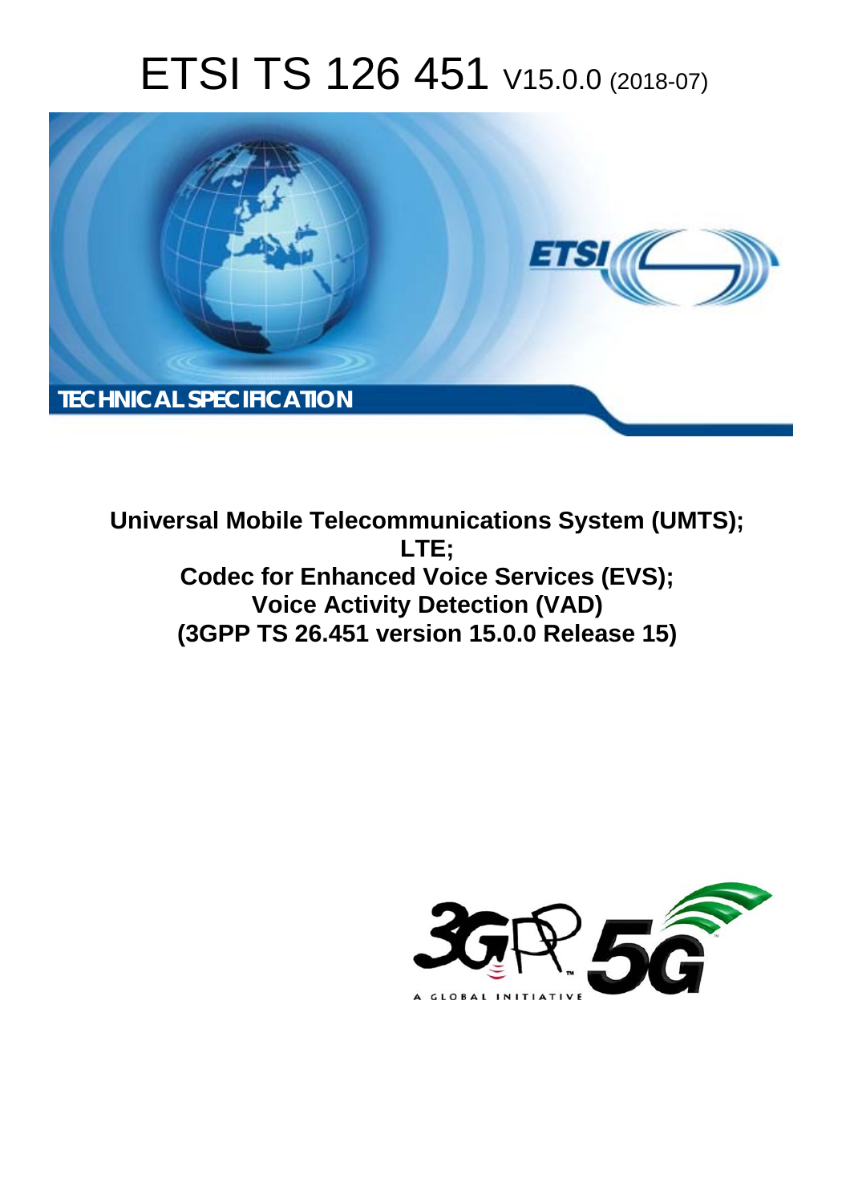# ETSI TS 126 451 V15.0.0 (2018-07)

TECHNICAL SPECIFICATION

**Universal Mobile Telecommunications System (UMTS); LTE; Codec for Enhanced Voice Services (EVS); Voice Activity Detection (VAD) (3GPP TS 26.451 version 15.0.0 Release 15)**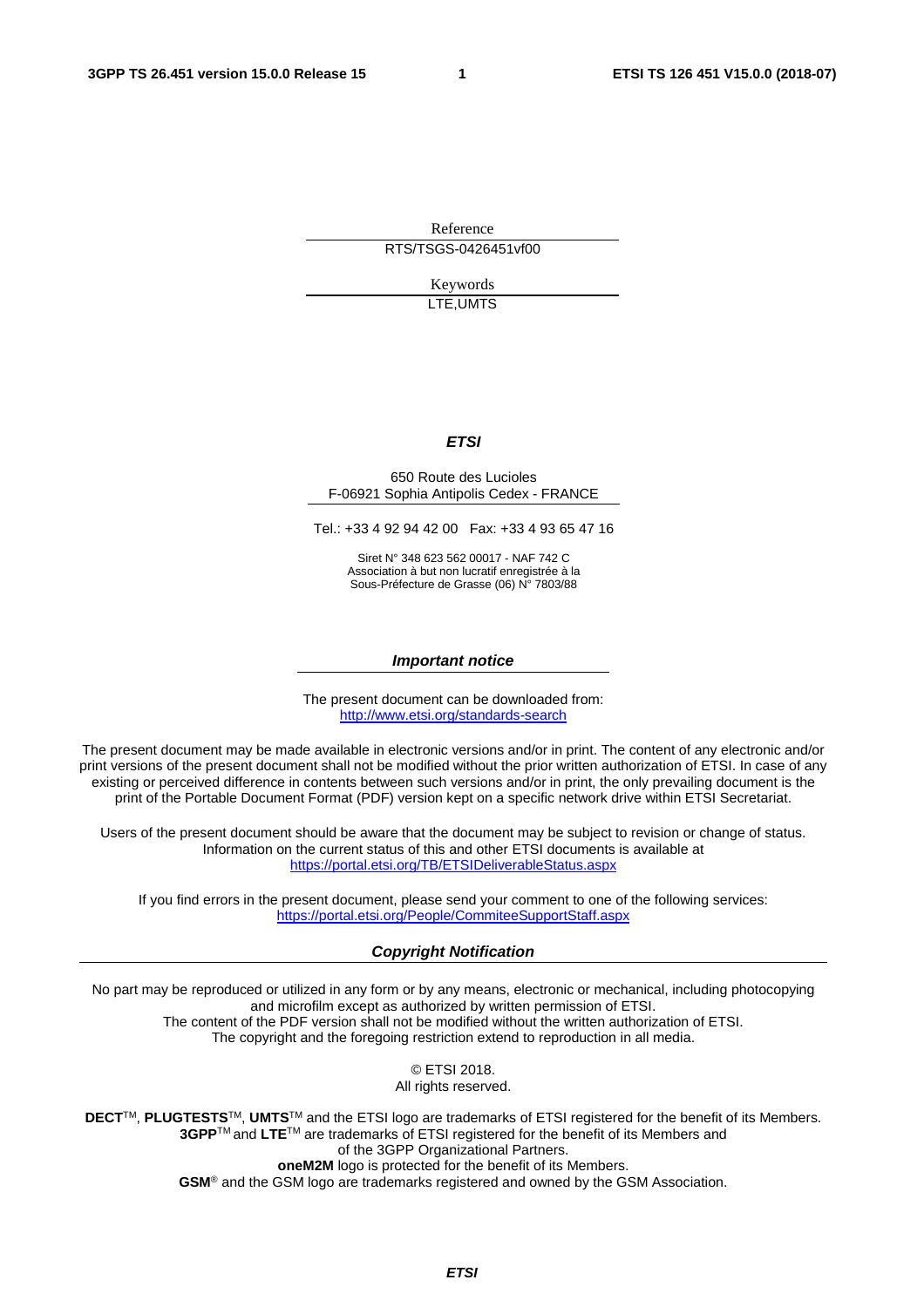Reference

RTS/TSGS-0426451vf00

Keywords

LTE,UMTS

***ETSI***

650 Route des Lucioles
F-06921 Sophia Antipolis Cedex - FRANCE

Tel.: +33 4 92 94 42 00   Fax: +33 4 93 65 47 16

Siret N° 348 623 562 00017 - NAF 742 C
Association à but non lucratif enregistrée à la
Sous-Préfecture de Grasse (06) N° 7803/88

***Important notice***

The present document can be downloaded from:
http://www.etsi.org/standards-search

The present document may be made available in electronic versions and/or in print. The content of any electronic and/or print versions of the present document shall not be modified without the prior written authorization of ETSI. In case of any existing or perceived difference in contents between such versions and/or in print, the only prevailing document is the print of the Portable Document Format (PDF) version kept on a specific network drive within ETSI Secretariat.

Users of the present document should be aware that the document may be subject to revision or change of status. Information on the current status of this and other ETSI documents is available at
https://portal.etsi.org/TB/ETSIDeliverableStatus.aspx

If you find errors in the present document, please send your comment to one of the following services:
https://portal.etsi.org/People/CommiteeSupportStaff.aspx

***Copyright Notification***

No part may be reproduced or utilized in any form or by any means, electronic or mechanical, including photocopying and microfilm except as authorized by written permission of ETSI.
The content of the PDF version shall not be modified without the written authorization of ETSI.
The copyright and the foregoing restriction extend to reproduction in all media.

© ETSI 2018.
All rights reserved.

**DECT**TM, **PLUGTESTS**TM, **UMTS**TM and the ETSI logo are trademarks of ETSI registered for the benefit of its Members.
**3GPP**TM and **LTE**TM are trademarks of ETSI registered for the benefit of its Members and of the 3GPP Organizational Partners.
**oneM2M** logo is protected for the benefit of its Members.
**GSM**® and the GSM logo are trademarks registered and owned by the GSM Association.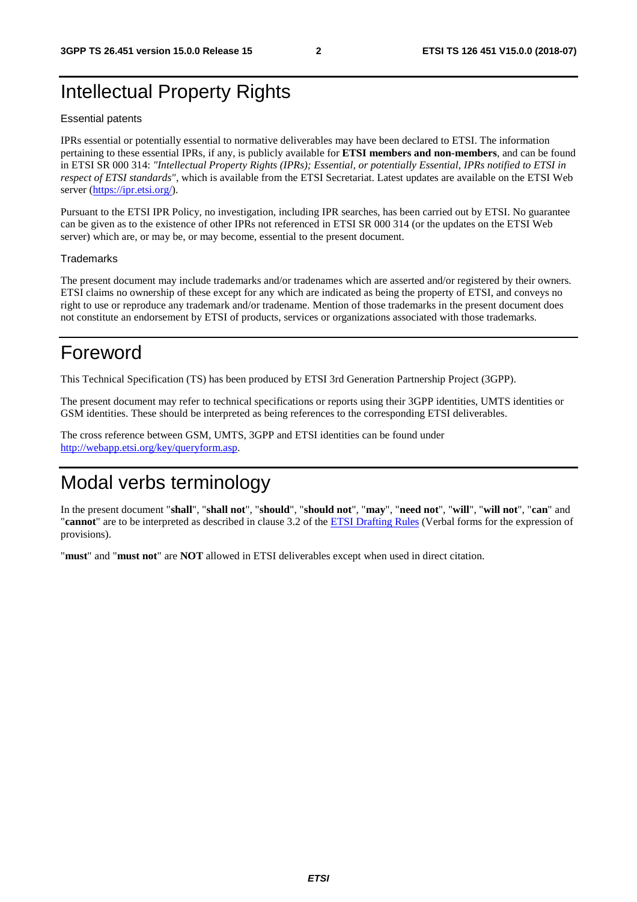# Intellectual Property Rights

Essential patents

IPRs essential or potentially essential to normative deliverables may have been declared to ETSI. The information pertaining to these essential IPRs, if any, is publicly available for **ETSI members and non-members**, and can be found in ETSI SR 000 314: *"Intellectual Property Rights (IPRs); Essential, or potentially Essential, IPRs notified to ETSI in respect of ETSI standards"*, which is available from the ETSI Secretariat. Latest updates are available on the ETSI Web server (https://ipr.etsi.org/).

Pursuant to the ETSI IPR Policy, no investigation, including IPR searches, has been carried out by ETSI. No guarantee can be given as to the existence of other IPRs not referenced in ETSI SR 000 314 (or the updates on the ETSI Web server) which are, or may be, or may become, essential to the present document.

Trademarks

The present document may include trademarks and/or tradenames which are asserted and/or registered by their owners. ETSI claims no ownership of these except for any which are indicated as being the property of ETSI, and conveys no right to use or reproduce any trademark and/or tradename. Mention of those trademarks in the present document does not constitute an endorsement by ETSI of products, services or organizations associated with those trademarks.

# Foreword

This Technical Specification (TS) has been produced by ETSI 3rd Generation Partnership Project (3GPP).

The present document may refer to technical specifications or reports using their 3GPP identities, UMTS identities or GSM identities. These should be interpreted as being references to the corresponding ETSI deliverables.

The cross reference between GSM, UMTS, 3GPP and ETSI identities can be found under http://webapp.etsi.org/key/queryform.asp.

# Modal verbs terminology

In the present document "**shall**", "**shall not**", "**should**", "**should not**", "**may**", "**need not**", "**will**", "**will not**", "**can**" and "**cannot**" are to be interpreted as described in clause 3.2 of the ETSI Drafting Rules (Verbal forms for the expression of provisions).

"**must**" and "**must not**" are **NOT** allowed in ETSI deliverables except when used in direct citation.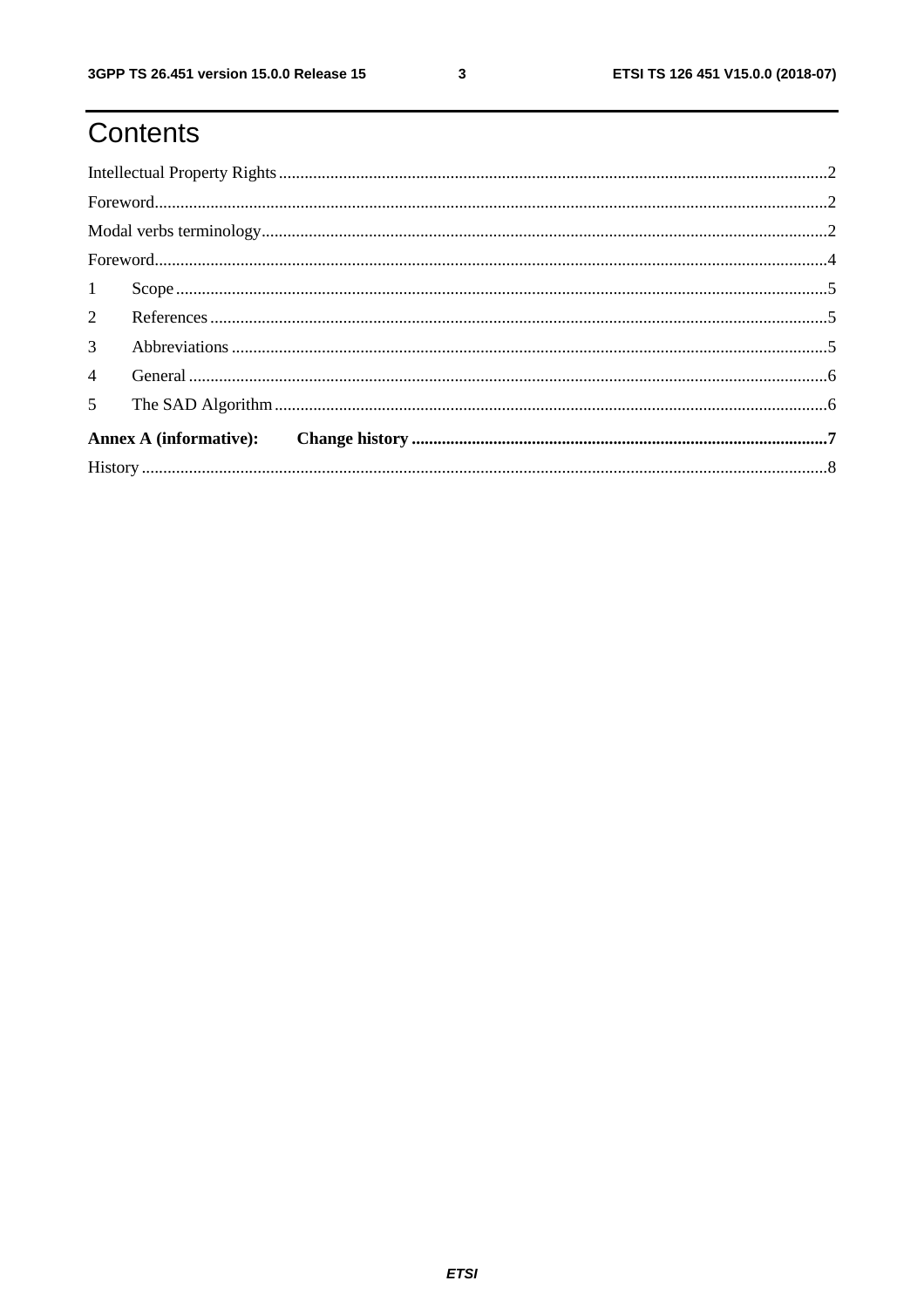# Contents

Intellectual Property Rights ..........2

Foreword..........2

Modal verbs terminology..........2

Foreword..........4

1 Scope..........5

2 References..........5

3 Abbreviations..........5

4 General..........6

5 The SAD Algorithm..........6

**Annex A (informative): Change history..........7**

History..........8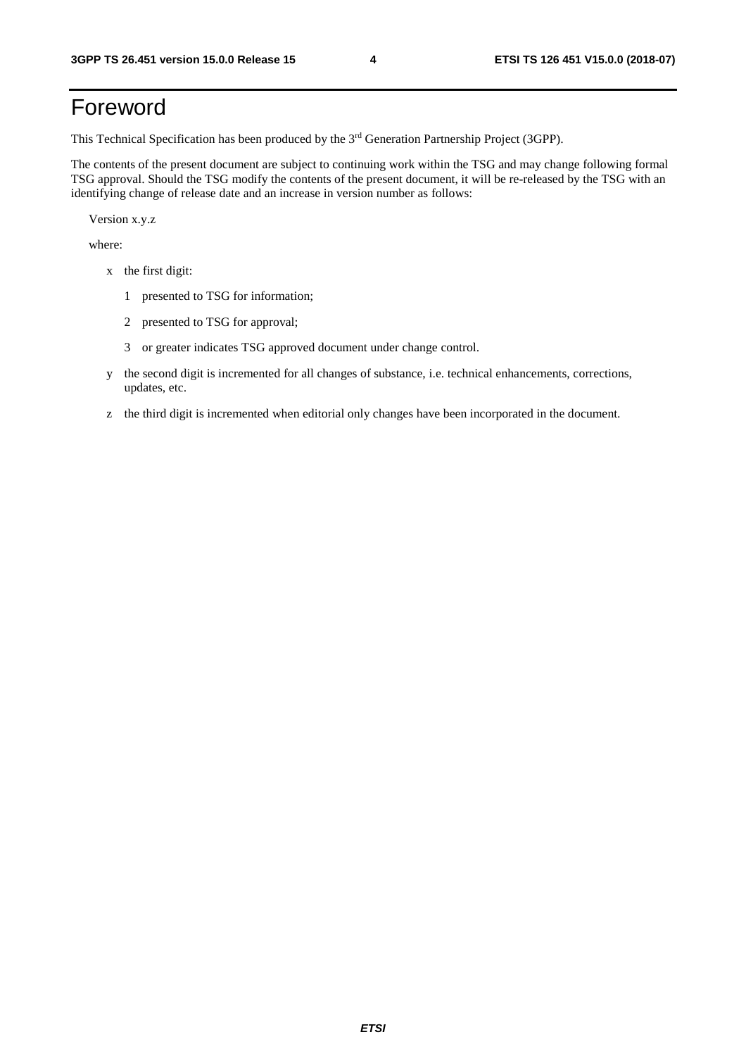# Foreword

This Technical Specification has been produced by the 3rd Generation Partnership Project (3GPP).

The contents of the present document are subject to continuing work within the TSG and may change following formal TSG approval. Should the TSG modify the contents of the present document, it will be re-released by the TSG with an identifying change of release date and an increase in version number as follows:

Version x.y.z

where:

- x the first digit:
  - 1 presented to TSG for information;
  - 2 presented to TSG for approval;
  - 3 or greater indicates TSG approved document under change control.
- y the second digit is incremented for all changes of substance, i.e. technical enhancements, corrections, updates, etc.
- z the third digit is incremented when editorial only changes have been incorporated in the document.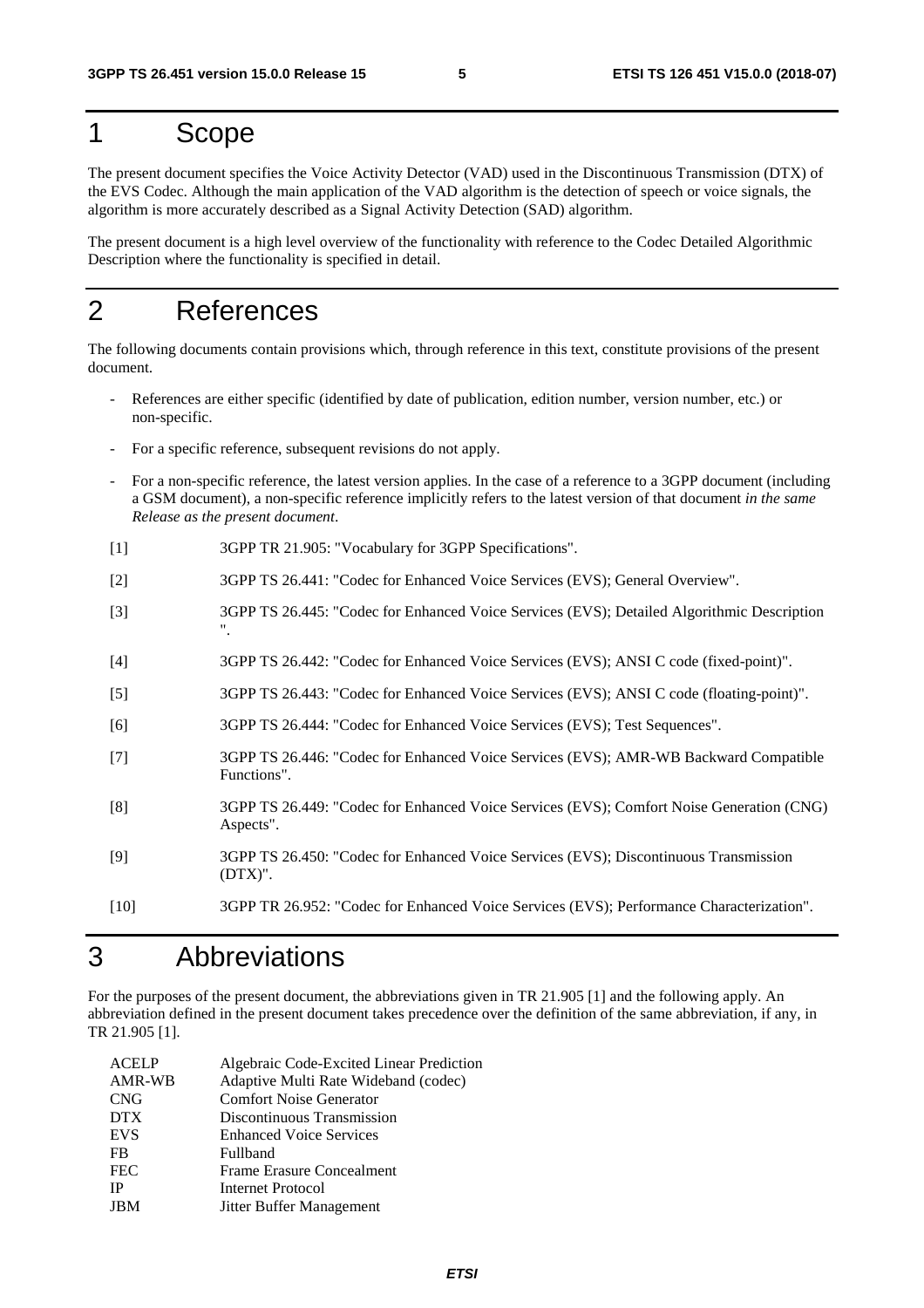# 1 Scope

The present document specifies the Voice Activity Detector (VAD) used in the Discontinuous Transmission (DTX) of the EVS Codec. Although the main application of the VAD algorithm is the detection of speech or voice signals, the algorithm is more accurately described as a Signal Activity Detection (SAD) algorithm.

The present document is a high level overview of the functionality with reference to the Codec Detailed Algorithmic Description where the functionality is specified in detail.

# 2 References

The following documents contain provisions which, through reference in this text, constitute provisions of the present document.

- References are either specific (identified by date of publication, edition number, version number, etc.) or non-specific.
- For a specific reference, subsequent revisions do not apply.
- For a non-specific reference, the latest version applies. In the case of a reference to a 3GPP document (including a GSM document), a non-specific reference implicitly refers to the latest version of that document *in the same Release as the present document*.

[1] 3GPP TR 21.905: "Vocabulary for 3GPP Specifications".

[2] 3GPP TS 26.441: "Codec for Enhanced Voice Services (EVS); General Overview".

[3] 3GPP TS 26.445: "Codec for Enhanced Voice Services (EVS); Detailed Algorithmic Description ".

[4] 3GPP TS 26.442: "Codec for Enhanced Voice Services (EVS); ANSI C code (fixed-point)".

[5] 3GPP TS 26.443: "Codec for Enhanced Voice Services (EVS); ANSI C code (floating-point)".

[6] 3GPP TS 26.444: "Codec for Enhanced Voice Services (EVS); Test Sequences".

[7] 3GPP TS 26.446: "Codec for Enhanced Voice Services (EVS); AMR-WB Backward Compatible Functions".

[8] 3GPP TS 26.449: "Codec for Enhanced Voice Services (EVS); Comfort Noise Generation (CNG) Aspects".

[9] 3GPP TS 26.450: "Codec for Enhanced Voice Services (EVS); Discontinuous Transmission (DTX)".

[10] 3GPP TR 26.952: "Codec for Enhanced Voice Services (EVS); Performance Characterization".

# 3 Abbreviations

For the purposes of the present document, the abbreviations given in TR 21.905 [1] and the following apply. An abbreviation defined in the present document takes precedence over the definition of the same abbreviation, if any, in TR 21.905 [1].

| | |
|---|---|
| ACELP | Algebraic Code-Excited Linear Prediction |
| AMR-WB | Adaptive Multi Rate Wideband (codec) |
| CNG | Comfort Noise Generator |
| DTX | Discontinuous Transmission |
| EVS | Enhanced Voice Services |
| FB | Fullband |
| FEC | Frame Erasure Concealment |
| IP | Internet Protocol |
| JBM | Jitter Buffer Management |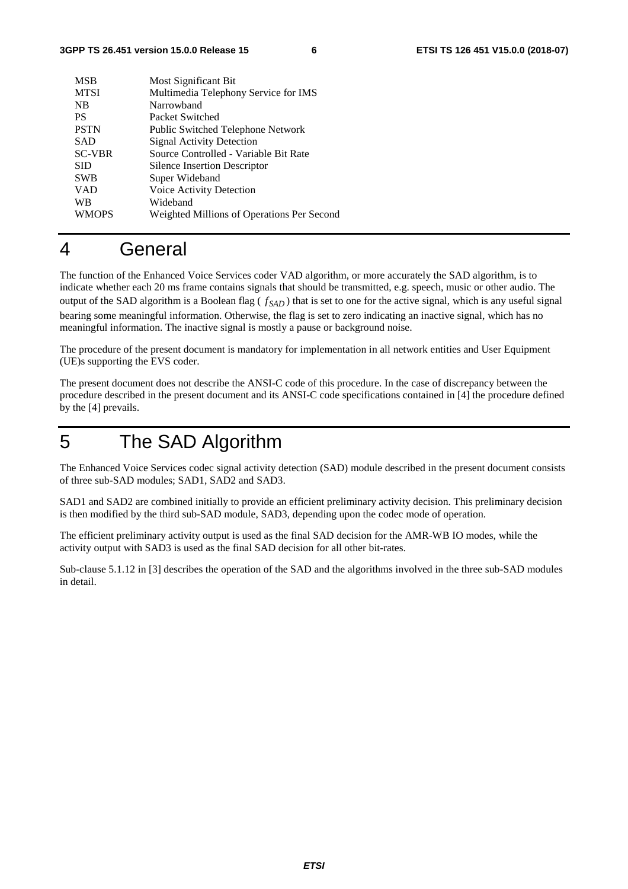| | |
|---|---|
| MSB | Most Significant Bit |
| MTSI | Multimedia Telephony Service for IMS |
| NB | Narrowband |
| PS | Packet Switched |
| PSTN | Public Switched Telephone Network |
| SAD | Signal Activity Detection |
| SC-VBR | Source Controlled - Variable Bit Rate |
| SID | Silence Insertion Descriptor |
| SWB | Super Wideband |
| VAD | Voice Activity Detection |
| WB | Wideband |
| WMOPS | Weighted Millions of Operations Per Second |

# 4 General

The function of the Enhanced Voice Services coder VAD algorithm, or more accurately the SAD algorithm, is to indicate whether each 20 ms frame contains signals that should be transmitted, e.g. speech, music or other audio. The output of the SAD algorithm is a Boolean flag ( $f_{SAD}$ ) that is set to one for the active signal, which is any useful signal bearing some meaningful information. Otherwise, the flag is set to zero indicating an inactive signal, which has no meaningful information. The inactive signal is mostly a pause or background noise.

The procedure of the present document is mandatory for implementation in all network entities and User Equipment (UE)s supporting the EVS coder.

The present document does not describe the ANSI-C code of this procedure. In the case of discrepancy between the procedure described in the present document and its ANSI-C code specifications contained in [4] the procedure defined by the [4] prevails.

# 5 The SAD Algorithm

The Enhanced Voice Services codec signal activity detection (SAD) module described in the present document consists of three sub-SAD modules; SAD1, SAD2 and SAD3.

SAD1 and SAD2 are combined initially to provide an efficient preliminary activity decision. This preliminary decision is then modified by the third sub-SAD module, SAD3, depending upon the codec mode of operation.

The efficient preliminary activity output is used as the final SAD decision for the AMR-WB IO modes, while the activity output with SAD3 is used as the final SAD decision for all other bit-rates.

Sub-clause 5.1.12 in [3] describes the operation of the SAD and the algorithms involved in the three sub-SAD modules in detail.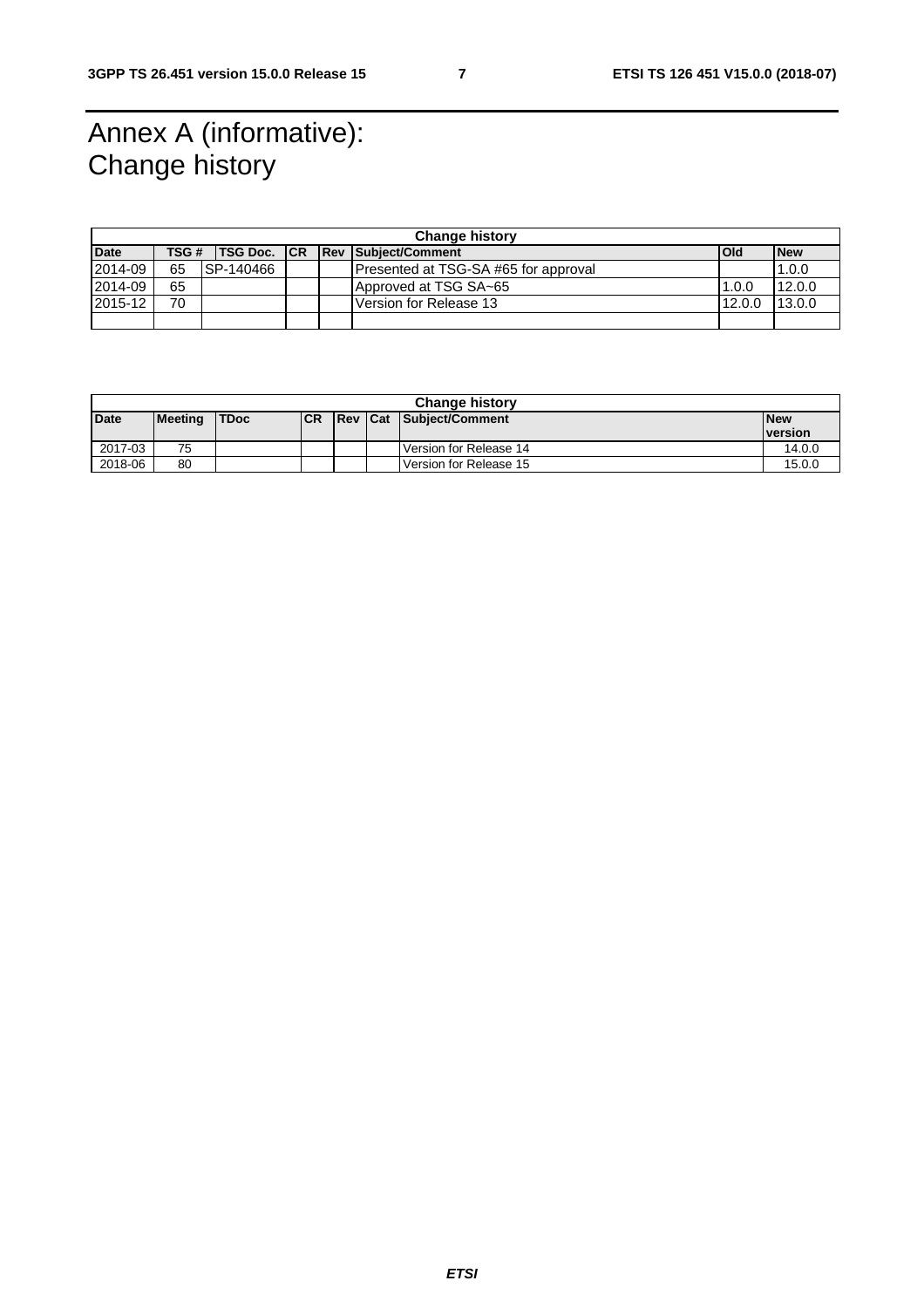# Annex A (informative): Change history

| Change history | | | | | | | |
|---|---|---|---|---|---|---|---|
| **Date** | **TSG #** | **TSG Doc.** | **CR** | **Rev** | **Subject/Comment** | **Old** | **New** |
| 2014-09 | 65 | SP-140466 | | | Presented at TSG-SA #65 for approval | | 1.0.0 |
| 2014-09 | 65 | | | | Approved at TSG SA~65 | 1.0.0 | 12.0.0 |
| 2015-12 | 70 | | | | Version for Release 13 | 12.0.0 | 13.0.0 |
| | | | | | | | |

| Change history | | | | | | | |
|---|---|---|---|---|---|---|---|
| **Date** | **Meeting** | **TDoc** | **CR** | **Rev** | **Cat** | **Subject/Comment** | **New version** |
| 2017-03 | 75 | | | | | Version for Release 14 | 14.0.0 |
| 2018-06 | 80 | | | | | Version for Release 15 | 15.0.0 |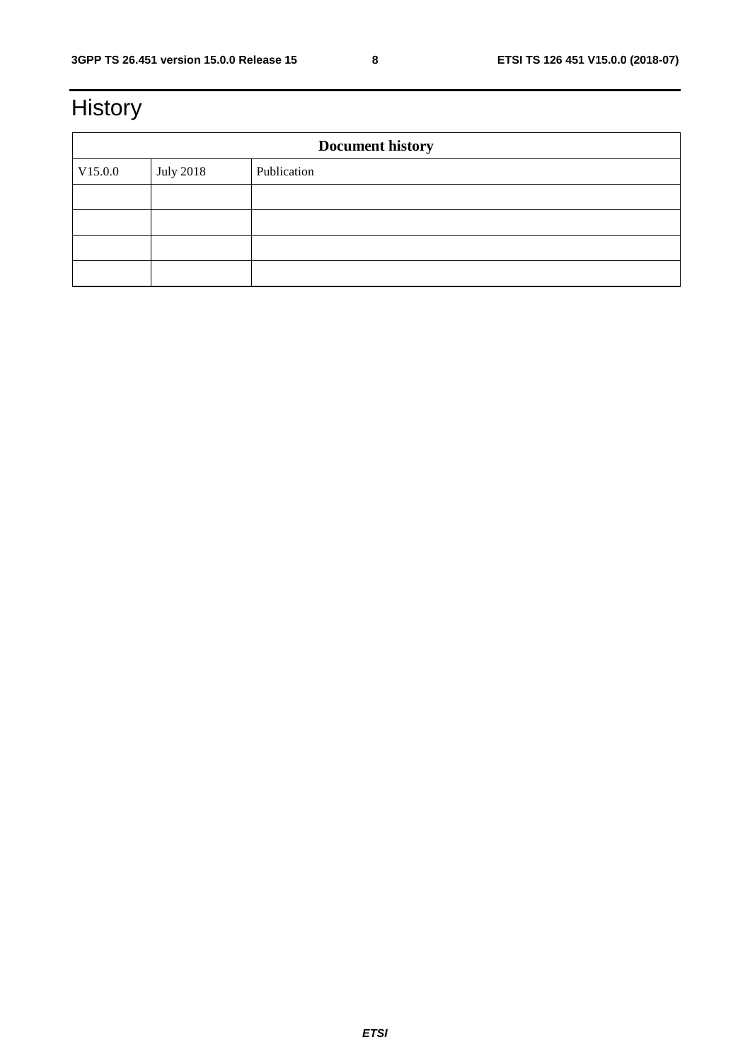# History

| Document history | | |
|---|---|---|
| V15.0.0 | July 2018 | Publication |
| | | |
| | | |
| | | |
| | | |